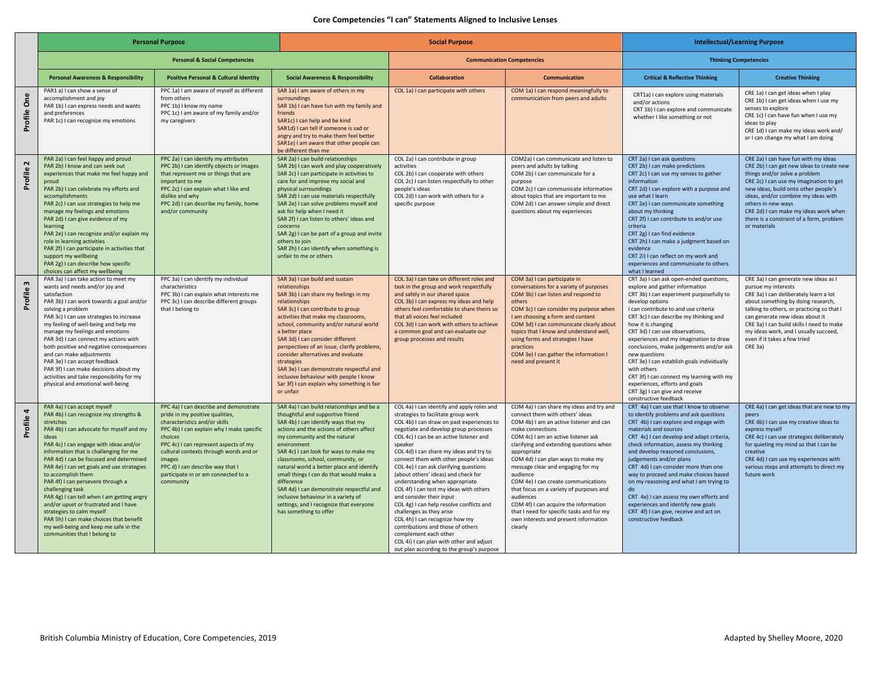# Core Competencies "I can" Statements Aligned to Inclusive Lenses

| | Personal Purpose | | | Social Purpose | | Intellectual/Learning Purpose | |
|---|---|---|---|---|---|---|---|
| | Personal & Social Competencies | | | Communication Competencies | | Thinking Competencies | |
| | **Personal Awareness & Responsibility** | **Positive Personal & Cultural Identity** | **Social Awareness & Responsibility** | **Collaboration** | **Communication** | **Critical & Reflective Thinking** | **Creative Thinking** |
| **Profile One** | PAR1 a) I can show a sense of accomplishment and joy<br>PAR 1b) I can express needs and wants and preferences<br>PAR 1c) I can recognize my emotions | PPC 1a) I am aware of myself as different from others<br>PPC 1b) I know my name<br>PPC 1c) I am aware of my family and/or my caregivers | SAR 1a) I am aware of others in my surroundings<br>SAR 1b) I can have fun with my family and friends<br>SAR1c) I can help and be kind<br>SAR1d) I can tell if someone is sad or angry and try to make them feel better<br>SAR1e) I am aware that other people can be different than me | COL 1a) I can participate with others | COM 1a) I can respond meaningfully to communication from peers and adults | CRT1a) I can explore using materials and/or actions<br>CRT 1b) I can explore and communicate whether I like something or not | CRE 1a) I can get ideas when I play<br>CRE 1b) I can get ideas when I use my senses to explore<br>CRE 1c) I can have fun when I use my ideas to play<br>CRE 1d) I can make my ideas work and/ or I can change my what I am doing |
| **Profile 2** | PAR 2a) I can feel happy and proud<br>PAR 2b) I know and can seek out experiences that make me feel happy and proud<br>PAR 2b) I can celebrate my efforts and accomplishments<br>PAR 2c) I can use strategies to help me manage my feelings and emotions<br>PAR 2d) I can give evidence of my learning<br>PAR 2e) I can recognize and/or explain my role in learning activities<br>PAR 2f) I can participate in activities that support my wellbeing<br>PAR 2g) I can describe how specific choices can affect my wellbeing | PPC 2a) I can identify my attributes<br>PPC 2b) I can identify objects or images that represent me or things that are important to me<br>PPC 2c) I can explain what I like and dislike and why<br>PPC 2d) I can describe my family, home and/or community | SAR 2a) I can build relationships<br>SAR 2b) I can work and play cooperatively<br>SAR 2c) I can participate in activities to care for and improve my social and physical surroundings<br>SAR 2d) I can use materials respectfully<br>SAR 2e) I can solve problems myself and ask for help when I need it<br>SAR 2f) I can listen to others' ideas and concerns<br>SAR 2g) I can be part of a group and invite others to join<br>SAR 2h) I can identify when something is unfair to me or others | COL 2a) I can contribute in group activities<br>COL 2b) I can cooperate with others<br>COL 2c) I can listen respectfully to other people's ideas<br>COL 2d) I can work with others for a specific purpose | COM2a) I can communicate and listen to peers and adults by talking<br>COM 2b) I can communicate for a purpose<br>COM 2c) I can communicate information about topics that are important to me<br>COM 2d) I can answer simple and direct questions about my experiences | CRT 2a) I can ask questions<br>CRT 2b) I can make predictions<br>CRT 2c) I can use my senses to gather information<br>CRT 2d) I can explore with a purpose and use what I learn<br>CRT 2e) I can communicate something about my thinking<br>CRT 2f) I can contribute to and/or use criteria<br>CRT 2g) I can find evidence<br>CRT 2h) I can make a judgment based on evidence<br>CRT 2i) I can reflect on my work and experiences and communicate to others what I learned | CRE 2a) I can have fun with my ideas<br>CRE 2b) I can get new ideas to create new things and/or solve a problem<br>CRE 2c) I can use my imagination to get new ideas, build onto other people's ideas, and/or combine my ideas with others in new ways<br>CRE 2d) I can make my ideas work when there is a constraint of a form, problem or materials |
| **Profile 3** | PAR 3a) I can take action to meet my wants and needs and/or joy and satisfaction<br>PAR 3b) I can work towards a goal and/or solving a problem<br>PAR 3c) I can use strategies to increase my feeling of well-being and help me manage my feelings and emotions<br>PAR 3d) I can connect my actions with both positive and negative consequences and can make adjustments<br>PAR 3e) I can accept feedback<br>PAR 3f) I can make decisions about my activities and take responsibility for my physical and emotional well-being | PPC 3a) I can identify my individual characteristics<br>PPC 3b) I can explain what interests me<br>PPC 3c) I can describe different groups that I belong to | SAR 3a) I can build and sustain relationships<br>SAR 3b) I can share my feelings in my relationships<br>SAR 3c) I can contribute to group activities that make my classrooms, school, community and/or natural world a better place<br>SAR 3d) I can consider different perspectives of an issue, clarify problems, consider alternatives and evaluate strategies<br>SAR 3e) I can demonstrate respectful and inclusive behaviour with people I know<br>Sar 3f) I can explain why something is fair or unfair | COL 3a) I can take on different roles and task in the group and work respectfully and safely in our shared space<br>COL 3b) I can express my ideas and help others feel comfortable to share theirs so that all voices feel included<br>COL 3d) I can work with others to achieve a common goal and can evaluate our group processes and results | COM 3a) I can participate in conversations for a variety of purposes<br>COM 3b) I can listen and respond to others<br>COM 3c) I can consider my purpose when I am choosing a form and content<br>COM 3d) I can communicate clearly about topics that I know and understand well, using forms and strategies I have practices<br>COM 3e) I can gather the information I need and present it | CRT 3a) I can ask open-ended questions, explore and gather information<br>CRT 3b) I can experiment purposefully to develop options<br>I can contribute to and use criteria<br>CRT 3c) I can describe my thinking and how it is changing<br>CRT 3d) I can use observations, experiences and my imagination to draw conclusions, make judgements and/or ask new questions<br>CRT 3e) I can establish goals individually with others<br>CRT 3f) I can connect my learning with my experiences, efforts and goals<br>CRT 3g) I can give and receive constructive feedback | CRE 3a) I can generate new ideas as I pursue my interests<br>CRE 3a) I can deliberately learn a lot about something by doing research, talking to others, or practicing so that I can generate new ideas about it<br>CRE 3a) I can build skills I need to make my ideas work, and I usually succeed, even if it takes a few tried<br>CRE 3a) |
| **Profile 4** | PAR 4a) I can accept myself<br>PAR 4b) I can recognize my strengths & stretches<br>PAR 4b) I can advocate for myself and my ideas<br>PAR 4c) I can engage with ideas and/or information that is challenging for me<br>PAR 4d) I can be focused and determined<br>PAR 4e) I can set goals and use strategies to accomplish them<br>PAR 4f) I can persevere through a challenging task<br>PAR 4g) I can tell when I am getting angry and/or upset or frustrated and I have strategies to calm myself<br>PAR 5h) I can make choices that benefit my well-being and keep me safe in the communities that I belong to | PPC 4a) I can describe and demonstrate pride in my positive qualities, characteristics and/or skills<br>PPC 4b) I can explain why I make specific choices<br>PPC 4c) I can represent aspects of my cultural contexts through words and or images<br>PPC d) I can describe way that I participate in or am connected to a community | SAR 4a) I can build relationships and be a thoughtful and supportive friend<br>SAR 4b) I can identify ways that my actions and the actions of others affect my community and the natural environment<br>SAR 4c) I can look for ways to make my classrooms, school, community, or natural world a better place and identify small things I can do that would make a difference<br>SAR 4d) I can demonstrate respectful and inclusive behaviour in a variety of settings, and I recognize that everyone has something to offer | COL 4a) I can identify and apply roles and strategies to facilitate group work<br>COL 4b) I can draw on past experiences to negotiate and develop group processes<br>COL 4c) I can be an active listener and speaker<br>COL 4d) I can share my ideas and try to connect them with other people's ideas<br>COL 4e) I can ask clarifying questions (about others' ideas) and check for understanding when appropriate<br>COL 4f) I can test my ideas with others and consider their input<br>COL 4g) I can help resolve conflicts and challenges as they arise<br>COL 4h) I can recognize how my contributions and those of others complement each other<br>COL 4i) I can plan with other and adjust out plan according to the group's purpose | COM 4a) I can share my ideas and try and connect them with others' ideas<br>COM 4b) I am an active listener and can make connections<br>COM 4c) I am an active listener ask clarifying and extending questions when appropriate<br>COM 4d) I can plan ways to make my message clear and engaging for my audience<br>COM 4e) I can create communications that focus on a variety of purposes and audiences<br>COM 4f) I can acquire the information that I need for specific tasks and for my own interests and present information clearly | CRT 4a) I can use that I know to observe to identify problems and ask questions<br>CRT 4b) I can explore and engage with materials and sources<br>CRT 4c) I can develop and adapt criteria, check information, assess my thinking and develop reasoned conclusions, judgements and/or plans<br>CRT 4d) I can consider more than one way to proceed and make choices based on my reasoning and what I am trying to do<br>CRT 4e) I can assess my own efforts and experiences and identify new goals<br>CRT 4f) I can give, receive and act on constructive feedback | CRE 4a) I can get ideas that are new to my peers<br>CRE 4b) I can use my creative ideas to express myself<br>CRE 4c) I can use strategies deliberately for quieting my mind so that I can be creative<br>CRE 4d) I can use my experiences with various steps and attempts to direct my future work |

British Columbia Ministry of Education, Core Competencies, 2019

Adapted by Shelley Moore, 2020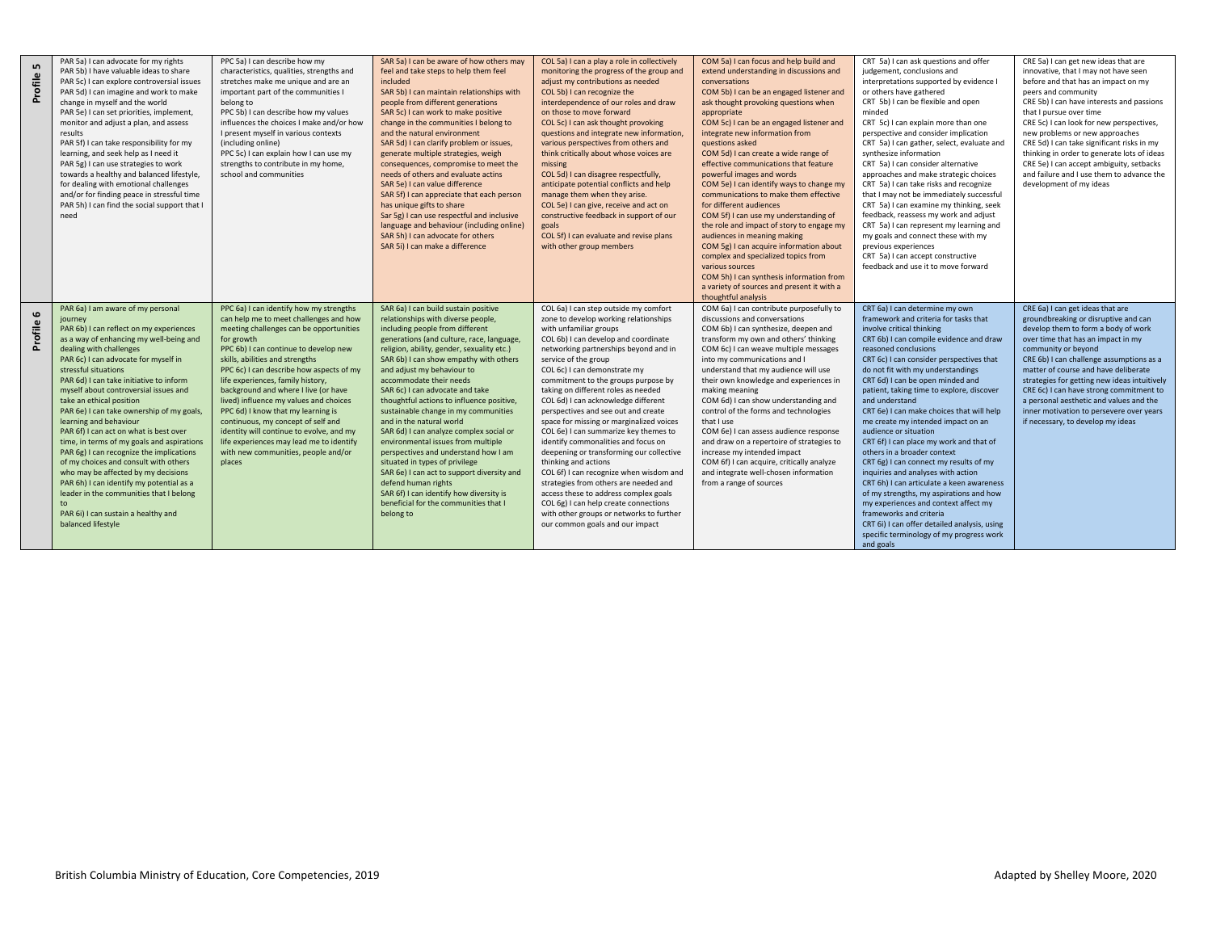| | | | | | | | |
|---|---|---|---|---|---|---|---|
| **Profile 5** | PAR 5a) I can advocate for my rights<br>PAR 5b) I have valuable ideas to share<br>PAR 5c) I can explore controversial issues<br>PAR 5d) I can imagine and work to make change in myself and the world<br>PAR 5e) I can set priorities, implement, monitor and adjust a plan, and assess results<br>PAR 5f) I can take responsibility for my learning, and seek help as I need it<br>PAR 5g) I can use strategies to work towards a healthy and balanced lifestyle, for dealing with emotional challenges and/or for finding peace in stressful time<br>PAR 5h) I can find the social support that I need | PPC 5a) I can describe how my characteristics, qualities, strengths and stretches make me unique and are an important part of the communities I belong to<br>PPC 5b) I can describe how my values influences the choices I make and/or how I present myself in various contexts (including online)<br>PPC 5c) I can explain how I can use my strengths to contribute in my home, school and communities | SAR 5a) I can be aware of how others may feel and take steps to help them feel included<br>SAR 5b) I can maintain relationships with people from different generations<br>SAR 5c) I can work to make positive change in the communities I belong to and the natural environment<br>SAR 5d) I can clarify problem or issues, generate multiple strategies, weigh consequences, compromise to meet the needs of others and evaluate actins<br>SAR 5e) I can value difference<br>SAR 5f) I can appreciate that each person has unique gifts to share<br>Sar 5g) I can use respectful and inclusive language and behaviour (including online)<br>SAR 5h) I can advocate for others<br>SAR 5i) I can make a difference | COL 5a) I can a play a role in collectively monitoring the progress of the group and adjust my contributions as needed<br>COL 5b) I can recognize the interdependence of our roles and draw on those to move forward<br>COL 5c) I can ask thought provoking questions and integrate new information, various perspectives from others and think critically about whose voices are missing<br>COL 5d) I can disagree respectfully, anticipate potential conflicts and help manage them when they arise.<br>COL 5e) I can give, receive and act on constructive feedback in support of our goals<br>COL 5f) I can evaluate and revise plans with other group members | COM 5a) I can focus and help build and extend understanding in discussions and conversations<br>COM 5b) I can be an engaged listener and ask thought provoking questions when appropriate<br>COM 5c) I can be an engaged listener and integrate new information from questions asked<br>COM 5d) I can create a wide range of effective communications that feature powerful images and words<br>COM 5e) I can identify ways to change my communications to make them effective for different audiences<br>COM 5f) I can use my understanding of the role and impact of story to engage my audiences in meaning making<br>COM 5g) I can acquire information about complex and specialized topics from various sources<br>COM 5h) I can synthesis information from a variety of sources and present it with a thoughtful analysis | CRT 5a) I can ask questions and offer judgement, conclusions and interpretations supported by evidence I or others have gathered<br>CRT 5b) I can be flexible and open minded<br>CRT 5c) I can explain more than one perspective and consider implication<br>CRT 5a) I can gather, select, evaluate and synthesize information<br>CRT 5a) I can consider alternative approaches and make strategic choices<br>CRT 5a) I can take risks and recognize that I may not be immediately successful<br>CRT 5a) I can examine my thinking, seek feedback, reassess my work and adjust<br>CRT 5a) I can represent my learning and my goals and connect these with my previous experiences<br>CRT 5a) I can accept constructive feedback and use it to move forward | CRE 5a) I can get new ideas that are innovative, that I may not have seen before and that has an impact on my peers and community<br>CRE 5b) I can have interests and passions that I pursue over time<br>CRE 5c) I can look for new perspectives, new problems or new approaches<br>CRE 5d) I can take significant risks in my thinking in order to generate lots of ideas<br>CRE 5e) I can accept ambiguity, setbacks and failure and I use them to advance the development of my ideas |
| **Profile 6** | PAR 6a) I am aware of my personal journey<br>PAR 6b) I can reflect on my experiences as a way of enhancing my well-being and dealing with challenges<br>PAR 6c) I can advocate for myself in stressful situations<br>PAR 6d) I can take initiative to inform myself about controversial issues and take an ethical position<br>PAR 6e) I can take ownership of my goals, learning and behaviour<br>PAR 6f) I can act on what is best over time, in terms of my goals and aspirations<br>PAR 6g) I can recognize the implications of my choices and consult with others who may be affected by my decisions<br>PAR 6h) I can identify my potential as a leader in the communities that I belong to<br>PAR 6i) I can sustain a healthy and balanced lifestyle | PPC 6a) I can identify how my strengths can help me to meet challenges and how meeting challenges can be opportunities for growth<br>PPC 6b) I can continue to develop new skills, abilities and strengths<br>PPC 6c) I can describe how aspects of my life experiences, family history, background and where I live (or have lived) influence my values and choices<br>PPC 6d) I know that my learning is continuous, my concept of self and identity will continue to evolve, and my life experiences may lead me to identify with new communities, people and/or places | SAR 6a) I can build sustain positive relationships with diverse people, including people from different generations (and culture, race, language, religion, ability, gender, sexuality etc.)<br>SAR 6b) I can show empathy with others and adjust my behaviour to accommodate their needs<br>SAR 6c) I can advocate for and take thoughtful actions to influence positive, sustainable change in my communities and in the natural world<br>SAR 6d) I can analyze complex social or environmental issues from multiple perspectives and understand how I am situated in types of privilege<br>SAR 6e) I can act to support diversity and defend human rights<br>SAR 6f) I can identify how diversity is beneficial for the communities that I belong to | COL 6a) I can step outside my comfort zone to develop working relationships with unfamiliar groups<br>COL 6b) I can develop and coordinate networking partnerships beyond and in service of the group<br>COL 6c) I can demonstrate my commitment to the groups purpose by taking on different roles as needed<br>COL 6d) I can acknowledge different perspectives and see out and create space for missing or marginalized voices<br>COL 6e) I can summarize key themes to identify commonalities and focus on deepening or transforming our collective thinking and actions<br>COL 6f) I can recognize when wisdom and strategies from others are needed and access these to address complex goals<br>COL 6g) I can help create connections with other groups or networks to further our common goals and our impact | COM 6a) I can contribute purposefully to discussions and conversations<br>COM 6b) I can synthesize, deepen and transform my own and others' thinking<br>COM 6c) I can weave multiple messages into my communications and I understand that my audience will use their own knowledge and experiences in making meaning<br>COM 6d) I can show understanding and control of the forms and technologies that I use<br>COM 6e) I can assess audience response and draw on a repertoire of strategies to increase my intended impact<br>COM 6f) I can acquire, critically analyze and integrate well-chosen information from a range of sources | CRT 6a) I can determine my own framework and criteria for tasks that involve critical thinking<br>CRT 6b) I can compile evidence and draw reasoned conclusions<br>CRT 6c) I can consider perspectives that do not fit with my understandings<br>CRT 6d) I can be open minded and patient, taking time to explore, discover and understand<br>CRT 6e) I can make choices that will help me create my intended impact on an audience or situation<br>CRT 6f) I can place my work and that of others in a broader context<br>CRT 6g) I can connect my results of my inquiries and analyses with action<br>CRT 6h) I can articulate a keen awareness of my strengths, my aspirations and how my experiences and context affect my frameworks and criteria<br>CRT 6i) I can offer detailed analysis, using specific terminology of my progress work and goals | CRE 6a) I can get ideas that are groundbreaking or disruptive and can develop them to form a body of work over time that has an impact in my community or beyond<br>CRE 6b) I can challenge assumptions as a matter of course and have deliberate strategies for getting new ideas intuitively<br>CRE 6c) I can have strong commitment to a personal aesthetic and values and the inner motivation to persevere over years if necessary, to develop my ideas |

British Columbia Ministry of Education, Core Competencies, 2019

Adapted by Shelley Moore, 2020